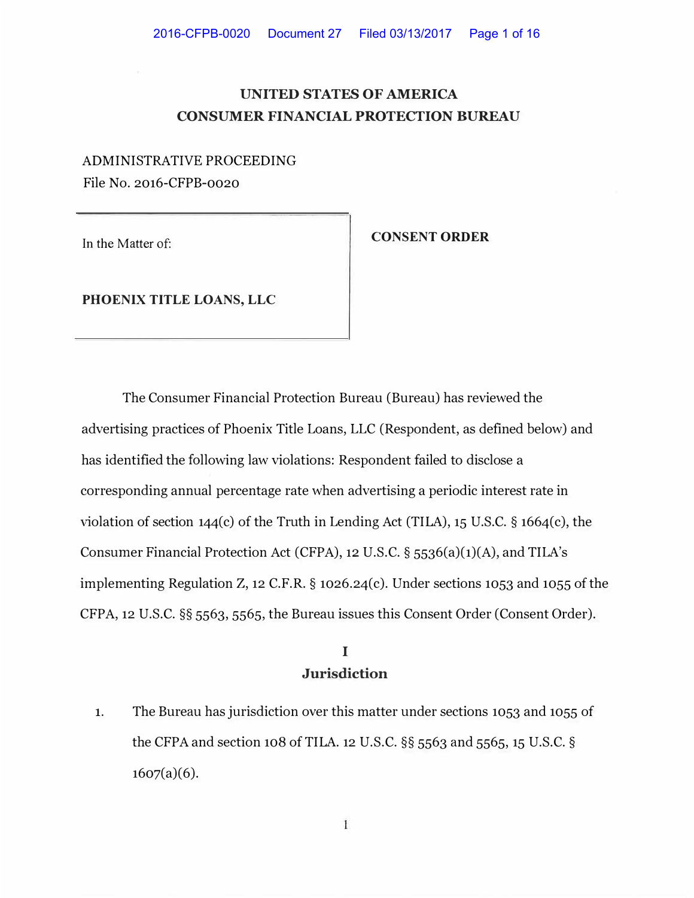# UNITED STATES OF AMERICA
# CONSUMER FINANCIAL PROTECTION BUREAU

ADMINISTRATIVE PROCEEDING
File No. 2016-CFPB-0020

| In the Matter of: | **CONSENT ORDER** |
|---|---|
| **PHOENIX TITLE LOANS, LLC** | |

The Consumer Financial Protection Bureau (Bureau) has reviewed the advertising practices of Phoenix Title Loans, LLC (Respondent, as defined below) and has identified the following law violations: Respondent failed to disclose a corresponding annual percentage rate when advertising a periodic interest rate in violation of section 144(c) of the Truth in Lending Act (TILA), 15 U.S.C. § 1664(c), the Consumer Financial Protection Act (CFPA), 12 U.S.C. § 5536(a)(1)(A), and TILA's implementing Regulation Z, 12 C.F.R. § 1026.24(c). Under sections 1053 and 1055 of the CFPA, 12 U.S.C. §§ 5563, 5565, the Bureau issues this Consent Order (Consent Order).

## I
## Jurisdiction

1. The Bureau has jurisdiction over this matter under sections 1053 and 1055 of the CFPA and section 108 of TILA. 12 U.S.C. §§ 5563 and 5565, 15 U.S.C. § 1607(a)(6).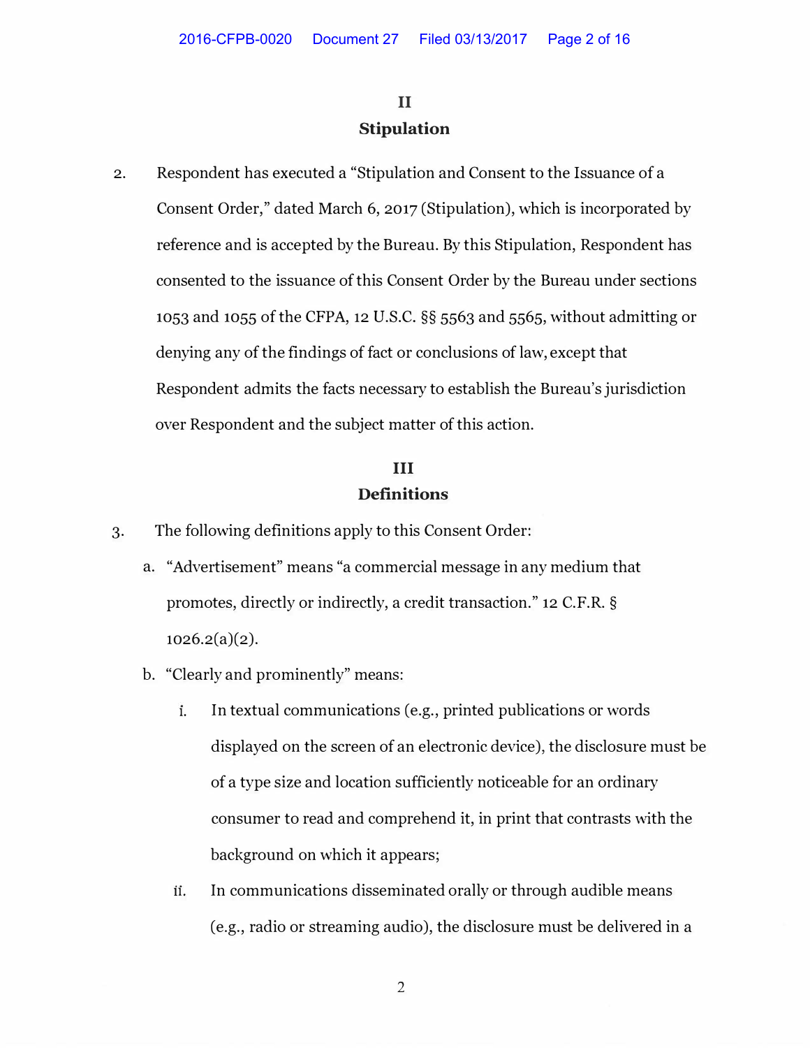## II
## Stipulation

2. Respondent has executed a "Stipulation and Consent to the Issuance of a Consent Order," dated March 6, 2017 (Stipulation), which is incorporated by reference and is accepted by the Bureau. By this Stipulation, Respondent has consented to the issuance of this Consent Order by the Bureau under sections 1053 and 1055 of the CFPA, 12 U.S.C. §§ 5563 and 5565, without admitting or denying any of the findings of fact or conclusions of law, except that Respondent admits the facts necessary to establish the Bureau's jurisdiction over Respondent and the subject matter of this action.

## III
## Definitions

3. The following definitions apply to this Consent Order:

   a. "Advertisement" means "a commercial message in any medium that promotes, directly or indirectly, a credit transaction." 12 C.F.R. § 1026.2(a)(2).

   b. "Clearly and prominently" means:

      i. In textual communications (e.g., printed publications or words displayed on the screen of an electronic device), the disclosure must be of a type size and location sufficiently noticeable for an ordinary consumer to read and comprehend it, in print that contrasts with the background on which it appears;

      ii. In communications disseminated orally or through audible means (e.g., radio or streaming audio), the disclosure must be delivered in a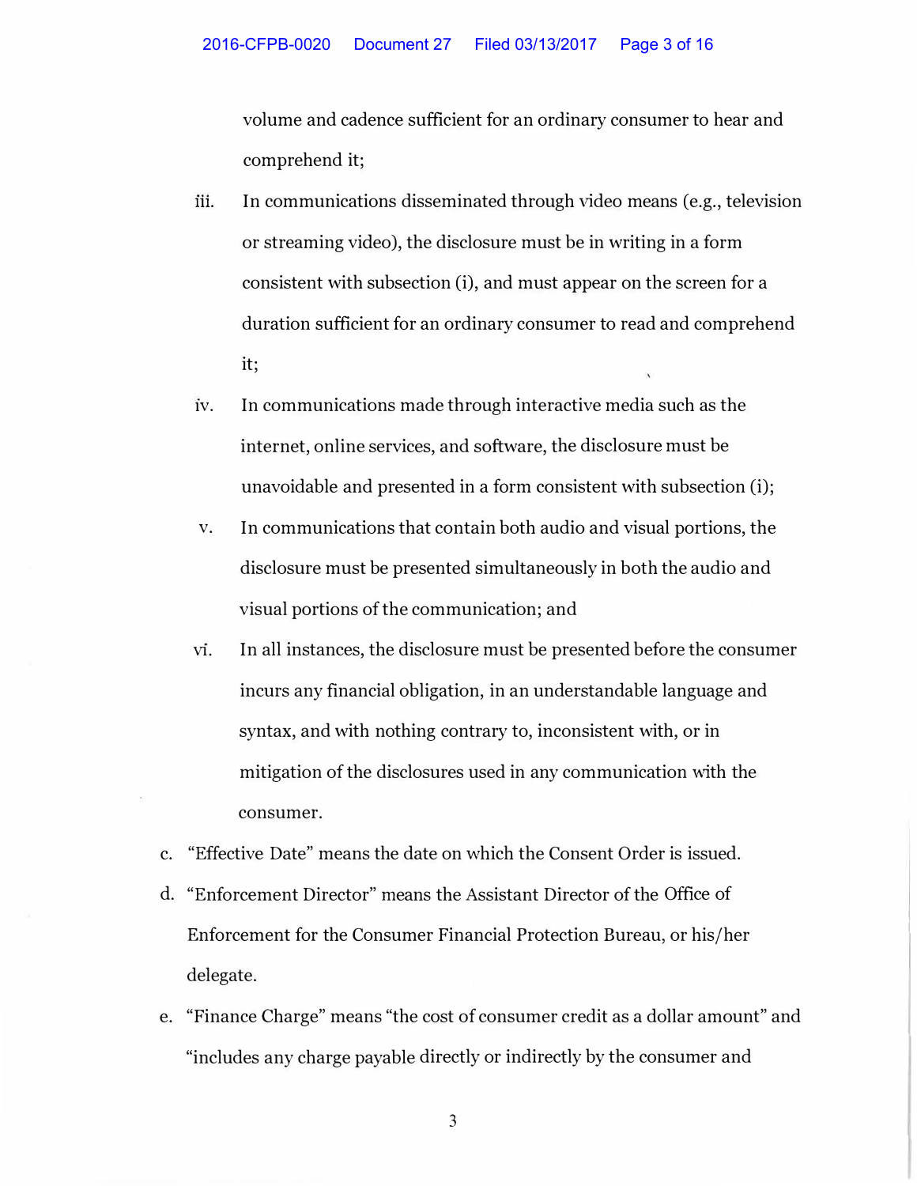volume and cadence sufficient for an ordinary consumer to hear and comprehend it;

iii. In communications disseminated through video means (e.g., television or streaming video), the disclosure must be in writing in a form consistent with subsection (i), and must appear on the screen for a duration sufficient for an ordinary consumer to read and comprehend it;

iv. In communications made through interactive media such as the internet, online services, and software, the disclosure must be unavoidable and presented in a form consistent with subsection (i);

v. In communications that contain both audio and visual portions, the disclosure must be presented simultaneously in both the audio and visual portions of the communication; and

vi. In all instances, the disclosure must be presented before the consumer incurs any financial obligation, in an understandable language and syntax, and with nothing contrary to, inconsistent with, or in mitigation of the disclosures used in any communication with the consumer.

c. "Effective Date" means the date on which the Consent Order is issued.

d. "Enforcement Director" means the Assistant Director of the Office of Enforcement for the Consumer Financial Protection Bureau, or his/her delegate.

e. "Finance Charge" means "the cost of consumer credit as a dollar amount" and "includes any charge payable directly or indirectly by the consumer and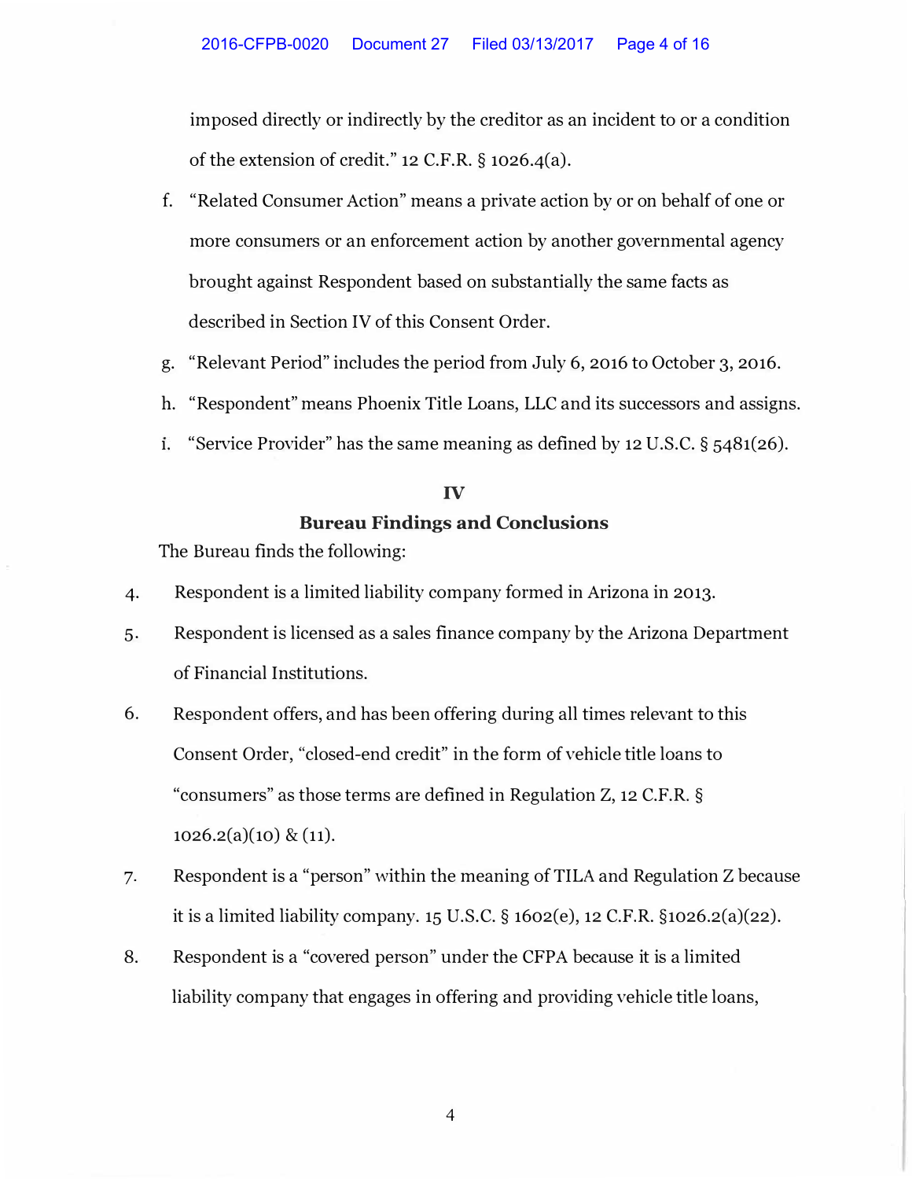imposed directly or indirectly by the creditor as an incident to or a condition of the extension of credit." 12 C.F.R. § 1026.4(a).

f. "Related Consumer Action" means a private action by or on behalf of one or more consumers or an enforcement action by another governmental agency brought against Respondent based on substantially the same facts as described in Section IV of this Consent Order.

g. "Relevant Period" includes the period from July 6, 2016 to October 3, 2016.

h. "Respondent" means Phoenix Title Loans, LLC and its successors and assigns.

i. "Service Provider" has the same meaning as defined by 12 U.S.C. § 5481(26).

## IV

## Bureau Findings and Conclusions

The Bureau finds the following:

4. Respondent is a limited liability company formed in Arizona in 2013.

5. Respondent is licensed as a sales finance company by the Arizona Department of Financial Institutions.

6. Respondent offers, and has been offering during all times relevant to this Consent Order, "closed-end credit" in the form of vehicle title loans to "consumers" as those terms are defined in Regulation Z, 12 C.F.R. § 1026.2(a)(10) & (11).

7. Respondent is a "person" within the meaning of TILA and Regulation Z because it is a limited liability company. 15 U.S.C. § 1602(e), 12 C.F.R. §1026.2(a)(22).

8. Respondent is a "covered person" under the CFPA because it is a limited liability company that engages in offering and providing vehicle title loans,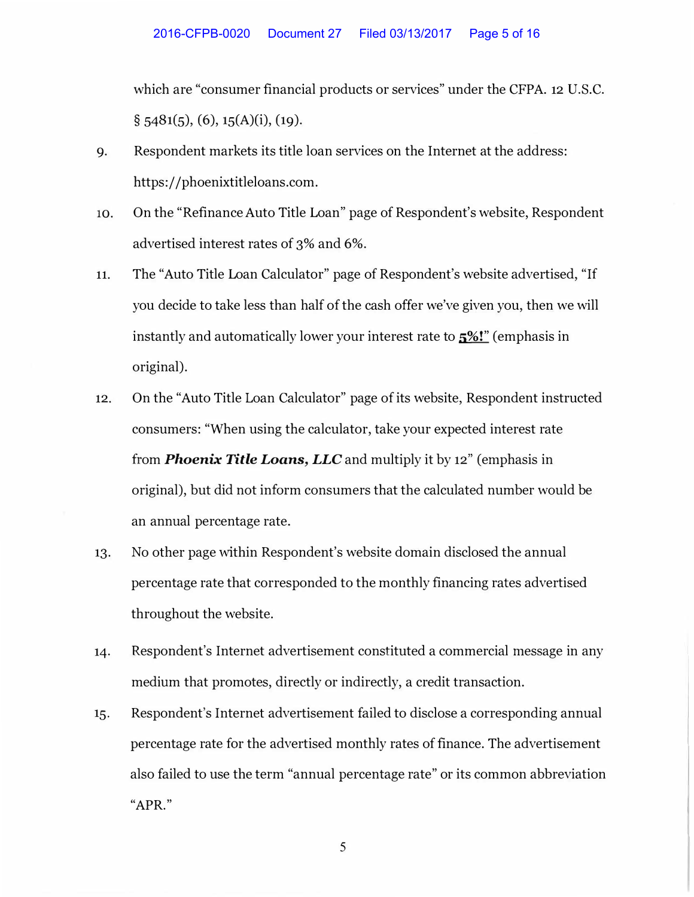which are "consumer financial products or services" under the CFPA. 12 U.S.C. § 5481(5), (6), 15(A)(i), (19).

9. Respondent markets its title loan services on the Internet at the address: https://phoenixtitleloans.com.

10. On the "Refinance Auto Title Loan" page of Respondent's website, Respondent advertised interest rates of 3% and 6%.

11. The "Auto Title Loan Calculator" page of Respondent's website advertised, "If you decide to take less than half of the cash offer we've given you, then we will instantly and automatically lower your interest rate to **5%!**" (emphasis in original).

12. On the "Auto Title Loan Calculator" page of its website, Respondent instructed consumers: "When using the calculator, take your expected interest rate from ***Phoenix Title Loans, LLC*** and multiply it by 12" (emphasis in original), but did not inform consumers that the calculated number would be an annual percentage rate.

13. No other page within Respondent's website domain disclosed the annual percentage rate that corresponded to the monthly financing rates advertised throughout the website.

14. Respondent's Internet advertisement constituted a commercial message in any medium that promotes, directly or indirectly, a credit transaction.

15. Respondent's Internet advertisement failed to disclose a corresponding annual percentage rate for the advertised monthly rates of finance. The advertisement also failed to use the term "annual percentage rate" or its common abbreviation "APR."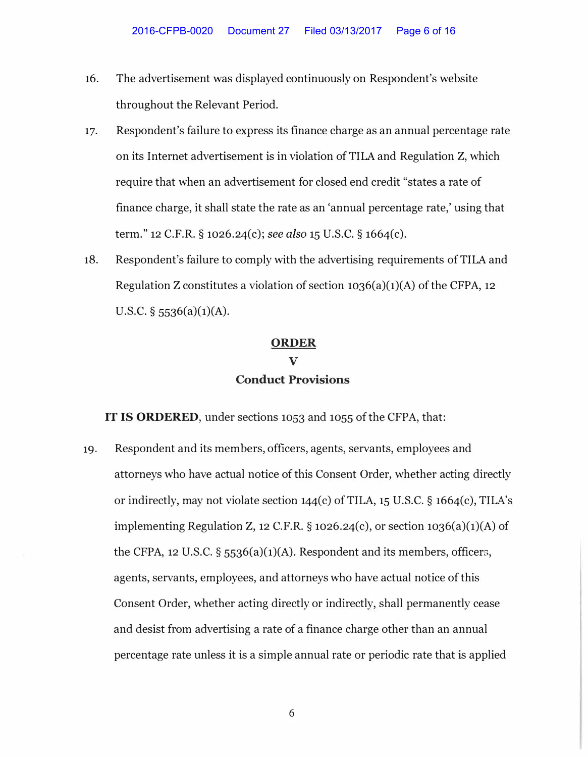16. The advertisement was displayed continuously on Respondent's website throughout the Relevant Period.

17. Respondent's failure to express its finance charge as an annual percentage rate on its Internet advertisement is in violation of TILA and Regulation Z, which require that when an advertisement for closed end credit "states a rate of finance charge, it shall state the rate as an 'annual percentage rate,' using that term." 12 C.F.R. § 1026.24(c); *see also* 15 U.S.C. § 1664(c).

18. Respondent's failure to comply with the advertising requirements of TILA and Regulation Z constitutes a violation of section 1036(a)(1)(A) of the CFPA, 12 U.S.C. § 5536(a)(1)(A).

## ORDER

## V

## Conduct Provisions

**IT IS ORDERED**, under sections 1053 and 1055 of the CFPA, that:

19. Respondent and its members, officers, agents, servants, employees and attorneys who have actual notice of this Consent Order, whether acting directly or indirectly, may not violate section 144(c) of TILA, 15 U.S.C. § 1664(c), TILA's implementing Regulation Z, 12 C.F.R. § 1026.24(c), or section 1036(a)(1)(A) of the CFPA, 12 U.S.C. § 5536(a)(1)(A). Respondent and its members, officers, agents, servants, employees, and attorneys who have actual notice of this Consent Order, whether acting directly or indirectly, shall permanently cease and desist from advertising a rate of a finance charge other than an annual percentage rate unless it is a simple annual rate or periodic rate that is applied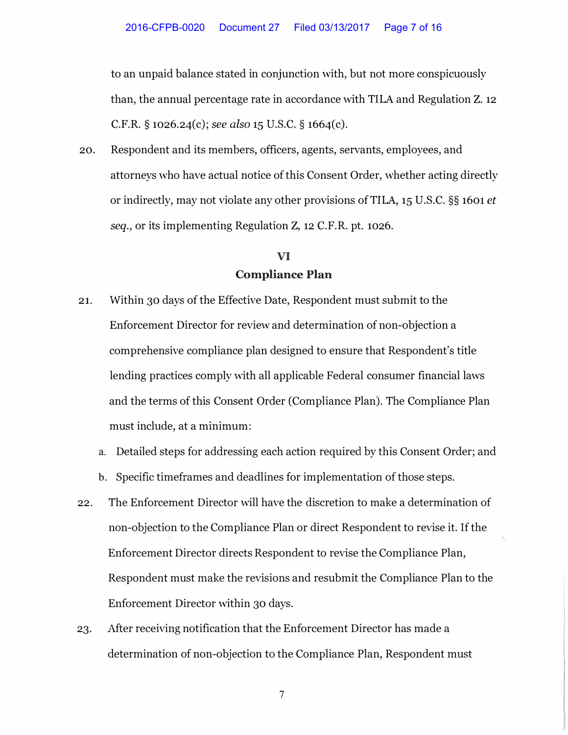to an unpaid balance stated in conjunction with, but not more conspicuously than, the annual percentage rate in accordance with TILA and Regulation Z. 12 C.F.R. § 1026.24(c); *see also* 15 U.S.C. § 1664(c).

20. Respondent and its members, officers, agents, servants, employees, and attorneys who have actual notice of this Consent Order, whether acting directly or indirectly, may not violate any other provisions of TILA, 15 U.S.C. §§ 1601 *et seq.*, or its implementing Regulation Z, 12 C.F.R. pt. 1026.

## VI
## Compliance Plan

21. Within 30 days of the Effective Date, Respondent must submit to the Enforcement Director for review and determination of non-objection a comprehensive compliance plan designed to ensure that Respondent's title lending practices comply with all applicable Federal consumer financial laws and the terms of this Consent Order (Compliance Plan). The Compliance Plan must include, at a minimum:

    a. Detailed steps for addressing each action required by this Consent Order; and

    b. Specific timeframes and deadlines for implementation of those steps.

22. The Enforcement Director will have the discretion to make a determination of non-objection to the Compliance Plan or direct Respondent to revise it. If the Enforcement Director directs Respondent to revise the Compliance Plan, Respondent must make the revisions and resubmit the Compliance Plan to the Enforcement Director within 30 days.

23. After receiving notification that the Enforcement Director has made a determination of non-objection to the Compliance Plan, Respondent must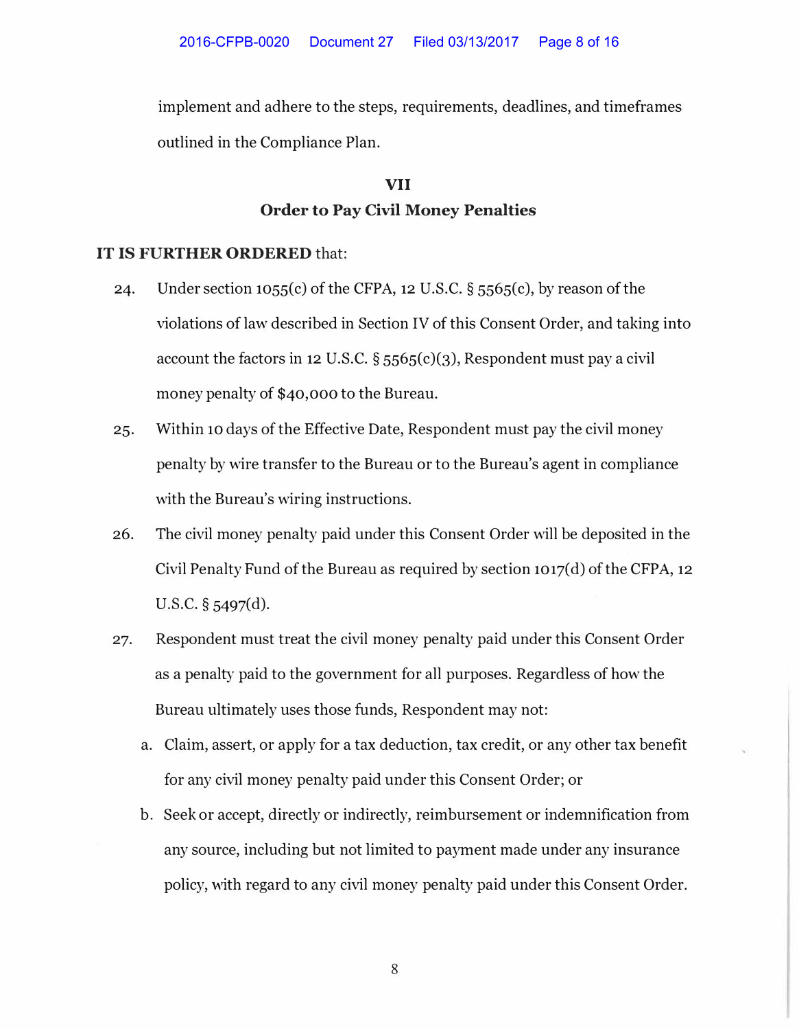implement and adhere to the steps, requirements, deadlines, and timeframes outlined in the Compliance Plan.

## VII
## Order to Pay Civil Money Penalties

**IT IS FURTHER ORDERED** that:

24. Under section 1055(c) of the CFPA, 12 U.S.C. § 5565(c), by reason of the violations of law described in Section IV of this Consent Order, and taking into account the factors in 12 U.S.C. § 5565(c)(3), Respondent must pay a civil money penalty of $40,000 to the Bureau.

25. Within 10 days of the Effective Date, Respondent must pay the civil money penalty by wire transfer to the Bureau or to the Bureau's agent in compliance with the Bureau's wiring instructions.

26. The civil money penalty paid under this Consent Order will be deposited in the Civil Penalty Fund of the Bureau as required by section 1017(d) of the CFPA, 12 U.S.C. § 5497(d).

27. Respondent must treat the civil money penalty paid under this Consent Order as a penalty paid to the government for all purposes. Regardless of how the Bureau ultimately uses those funds, Respondent may not:

    a. Claim, assert, or apply for a tax deduction, tax credit, or any other tax benefit for any civil money penalty paid under this Consent Order; or

    b. Seek or accept, directly or indirectly, reimbursement or indemnification from any source, including but not limited to payment made under any insurance policy, with regard to any civil money penalty paid under this Consent Order.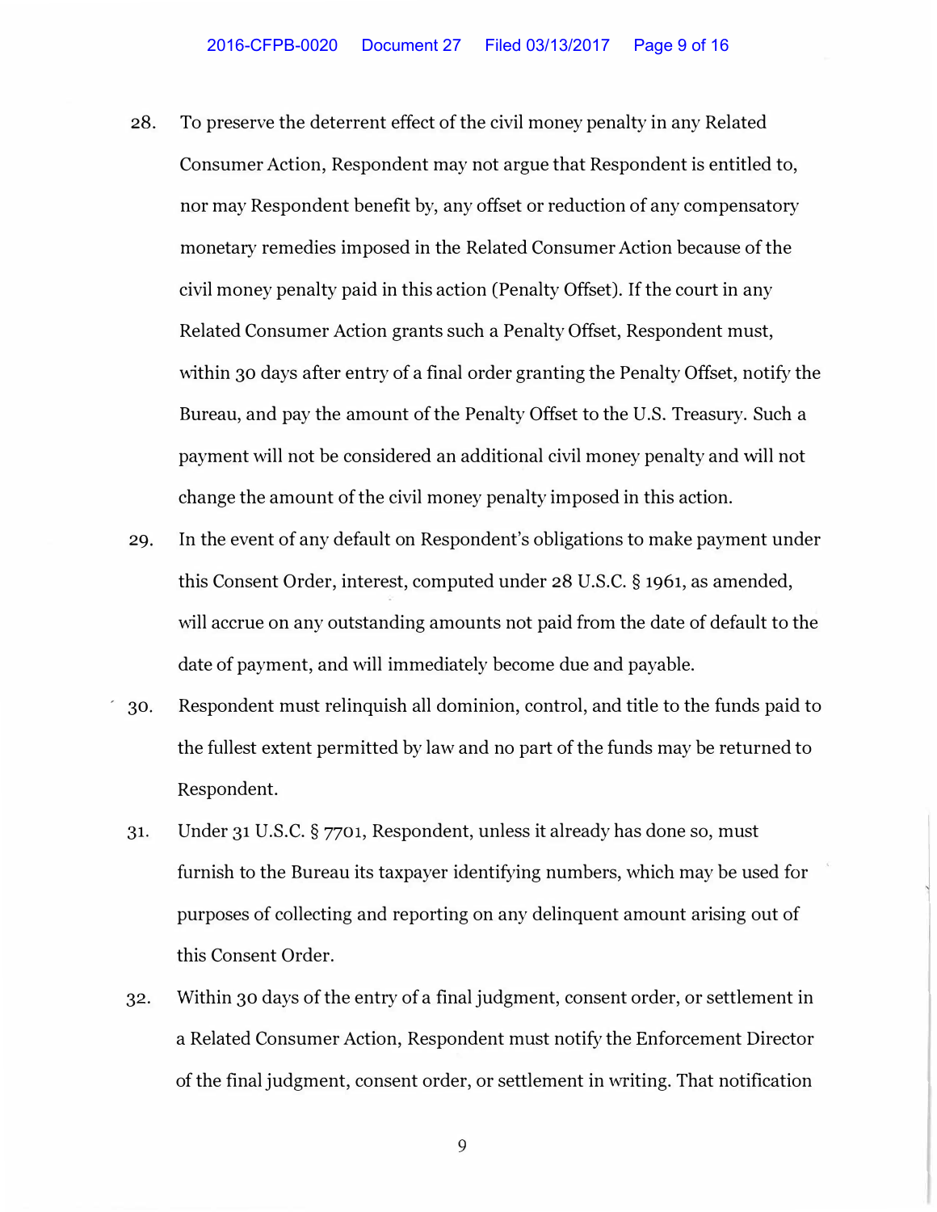28. To preserve the deterrent effect of the civil money penalty in any Related Consumer Action, Respondent may not argue that Respondent is entitled to, nor may Respondent benefit by, any offset or reduction of any compensatory monetary remedies imposed in the Related Consumer Action because of the civil money penalty paid in this action (Penalty Offset). If the court in any Related Consumer Action grants such a Penalty Offset, Respondent must, within 30 days after entry of a final order granting the Penalty Offset, notify the Bureau, and pay the amount of the Penalty Offset to the U.S. Treasury. Such a payment will not be considered an additional civil money penalty and will not change the amount of the civil money penalty imposed in this action.

29. In the event of any default on Respondent's obligations to make payment under this Consent Order, interest, computed under 28 U.S.C. § 1961, as amended, will accrue on any outstanding amounts not paid from the date of default to the date of payment, and will immediately become due and payable.

30. Respondent must relinquish all dominion, control, and title to the funds paid to the fullest extent permitted by law and no part of the funds may be returned to Respondent.

31. Under 31 U.S.C. § 7701, Respondent, unless it already has done so, must furnish to the Bureau its taxpayer identifying numbers, which may be used for purposes of collecting and reporting on any delinquent amount arising out of this Consent Order.

32. Within 30 days of the entry of a final judgment, consent order, or settlement in a Related Consumer Action, Respondent must notify the Enforcement Director of the final judgment, consent order, or settlement in writing. That notification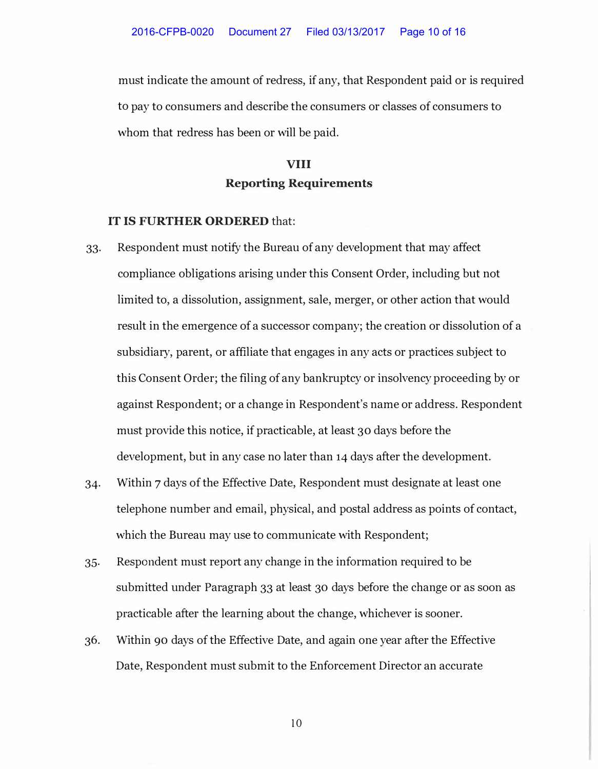must indicate the amount of redress, if any, that Respondent paid or is required to pay to consumers and describe the consumers or classes of consumers to whom that redress has been or will be paid.

## VIII
## Reporting Requirements

**IT IS FURTHER ORDERED** that:

33. Respondent must notify the Bureau of any development that may affect compliance obligations arising under this Consent Order, including but not limited to, a dissolution, assignment, sale, merger, or other action that would result in the emergence of a successor company; the creation or dissolution of a subsidiary, parent, or affiliate that engages in any acts or practices subject to this Consent Order; the filing of any bankruptcy or insolvency proceeding by or against Respondent; or a change in Respondent's name or address. Respondent must provide this notice, if practicable, at least 30 days before the development, but in any case no later than 14 days after the development.

34. Within 7 days of the Effective Date, Respondent must designate at least one telephone number and email, physical, and postal address as points of contact, which the Bureau may use to communicate with Respondent;

35. Respondent must report any change in the information required to be submitted under Paragraph 33 at least 30 days before the change or as soon as practicable after the learning about the change, whichever is sooner.

36. Within 90 days of the Effective Date, and again one year after the Effective Date, Respondent must submit to the Enforcement Director an accurate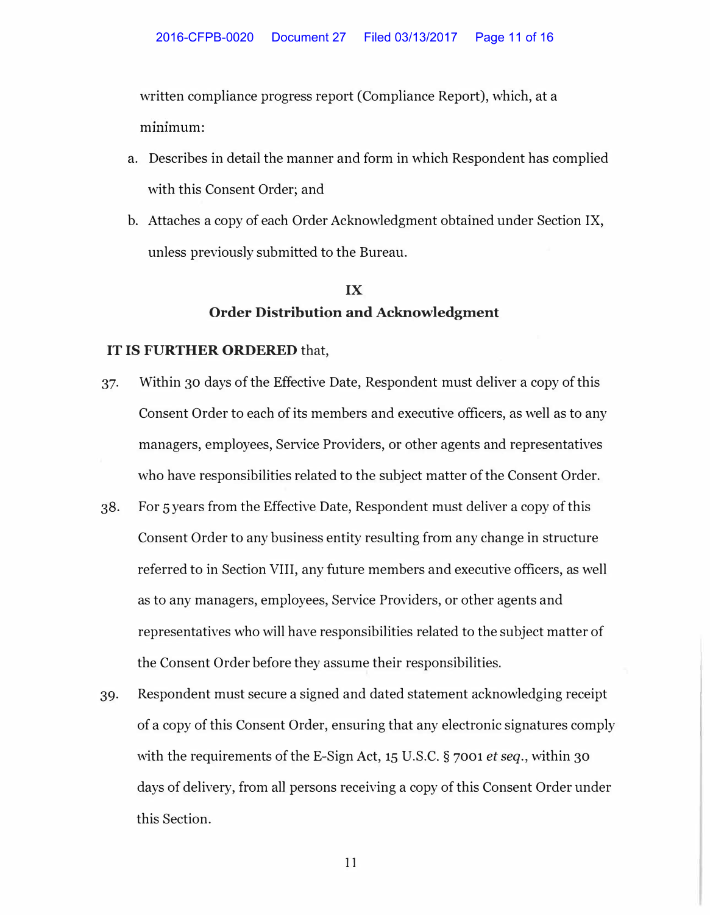written compliance progress report (Compliance Report), which, at a minimum:

a. Describes in detail the manner and form in which Respondent has complied with this Consent Order; and

b. Attaches a copy of each Order Acknowledgment obtained under Section IX, unless previously submitted to the Bureau.

## IX
## Order Distribution and Acknowledgment

**IT IS FURTHER ORDERED** that,

37. Within 30 days of the Effective Date, Respondent must deliver a copy of this Consent Order to each of its members and executive officers, as well as to any managers, employees, Service Providers, or other agents and representatives who have responsibilities related to the subject matter of the Consent Order.

38. For 5 years from the Effective Date, Respondent must deliver a copy of this Consent Order to any business entity resulting from any change in structure referred to in Section VIII, any future members and executive officers, as well as to any managers, employees, Service Providers, or other agents and representatives who will have responsibilities related to the subject matter of the Consent Order before they assume their responsibilities.

39. Respondent must secure a signed and dated statement acknowledging receipt of a copy of this Consent Order, ensuring that any electronic signatures comply with the requirements of the E-Sign Act, 15 U.S.C. § 7001 *et seq.*, within 30 days of delivery, from all persons receiving a copy of this Consent Order under this Section.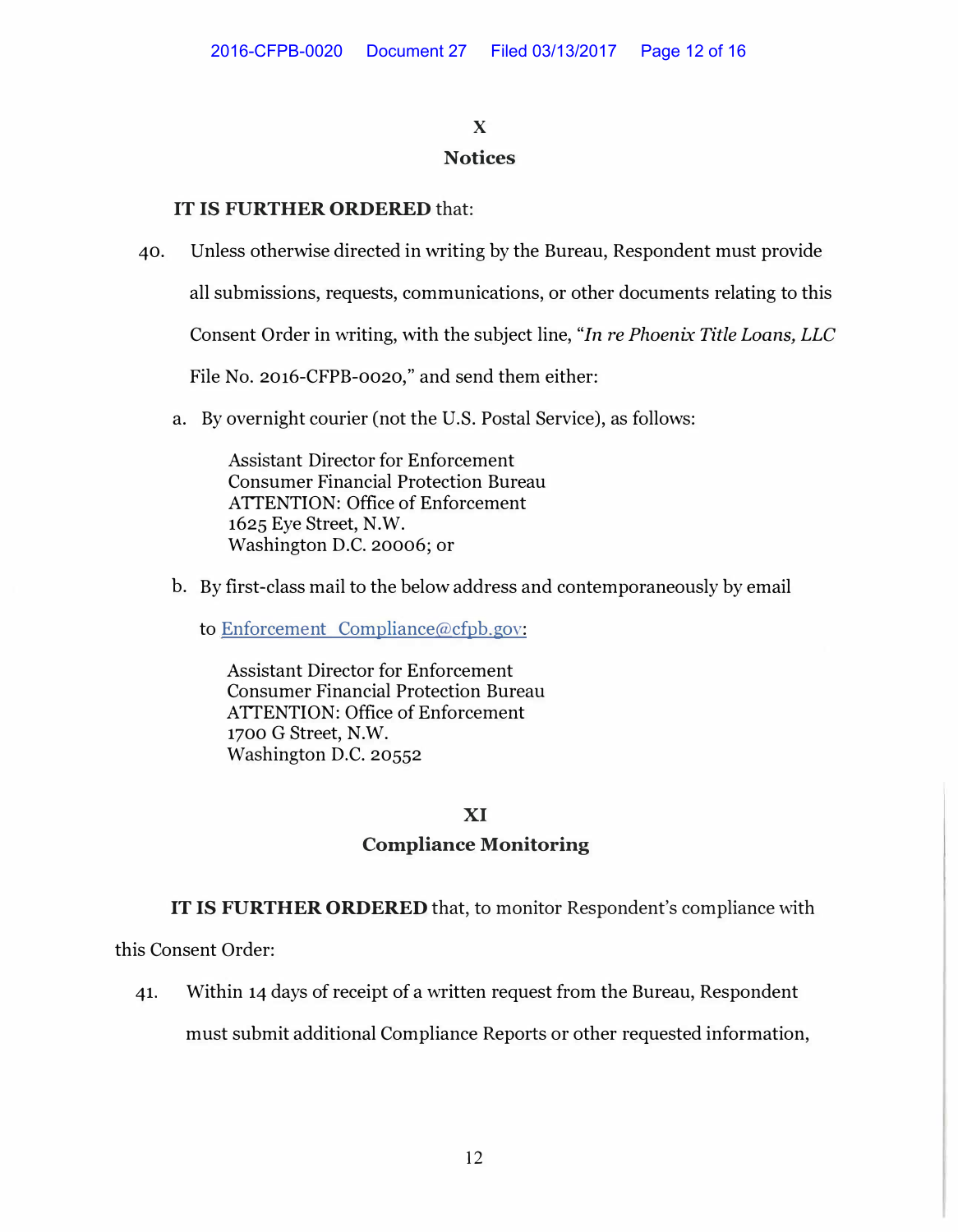## X
## Notices

**IT IS FURTHER ORDERED** that:

40. Unless otherwise directed in writing by the Bureau, Respondent must provide all submissions, requests, communications, or other documents relating to this Consent Order in writing, with the subject line, "*In re Phoenix Title Loans, LLC* File No. 2016-CFPB-0020," and send them either:

   a. By overnight courier (not the U.S. Postal Service), as follows:

      Assistant Director for Enforcement  
      Consumer Financial Protection Bureau  
      ATTENTION: Office of Enforcement  
      1625 Eye Street, N.W.  
      Washington D.C. 20006; or

   b. By first-class mail to the below address and contemporaneously by email to Enforcement_Compliance@cfpb.gov:

      Assistant Director for Enforcement  
      Consumer Financial Protection Bureau  
      ATTENTION: Office of Enforcement  
      1700 G Street, N.W.  
      Washington D.C. 20552

## XI
## Compliance Monitoring

**IT IS FURTHER ORDERED** that, to monitor Respondent's compliance with this Consent Order:

41. Within 14 days of receipt of a written request from the Bureau, Respondent must submit additional Compliance Reports or other requested information,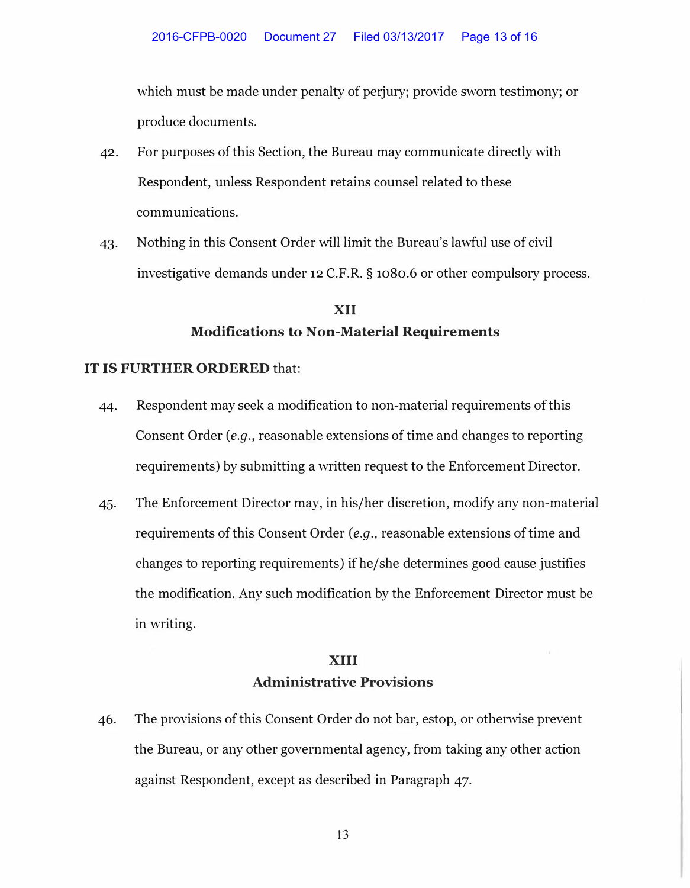which must be made under penalty of perjury; provide sworn testimony; or produce documents.

42. For purposes of this Section, the Bureau may communicate directly with Respondent, unless Respondent retains counsel related to these communications.

43. Nothing in this Consent Order will limit the Bureau's lawful use of civil investigative demands under 12 C.F.R. § 1080.6 or other compulsory process.

## XII
## Modifications to Non-Material Requirements

**IT IS FURTHER ORDERED** that:

44. Respondent may seek a modification to non-material requirements of this Consent Order (*e.g.*, reasonable extensions of time and changes to reporting requirements) by submitting a written request to the Enforcement Director.

45. The Enforcement Director may, in his/her discretion, modify any non-material requirements of this Consent Order (*e.g.*, reasonable extensions of time and changes to reporting requirements) if he/she determines good cause justifies the modification. Any such modification by the Enforcement Director must be in writing.

## XIII
## Administrative Provisions

46. The provisions of this Consent Order do not bar, estop, or otherwise prevent the Bureau, or any other governmental agency, from taking any other action against Respondent, except as described in Paragraph 47.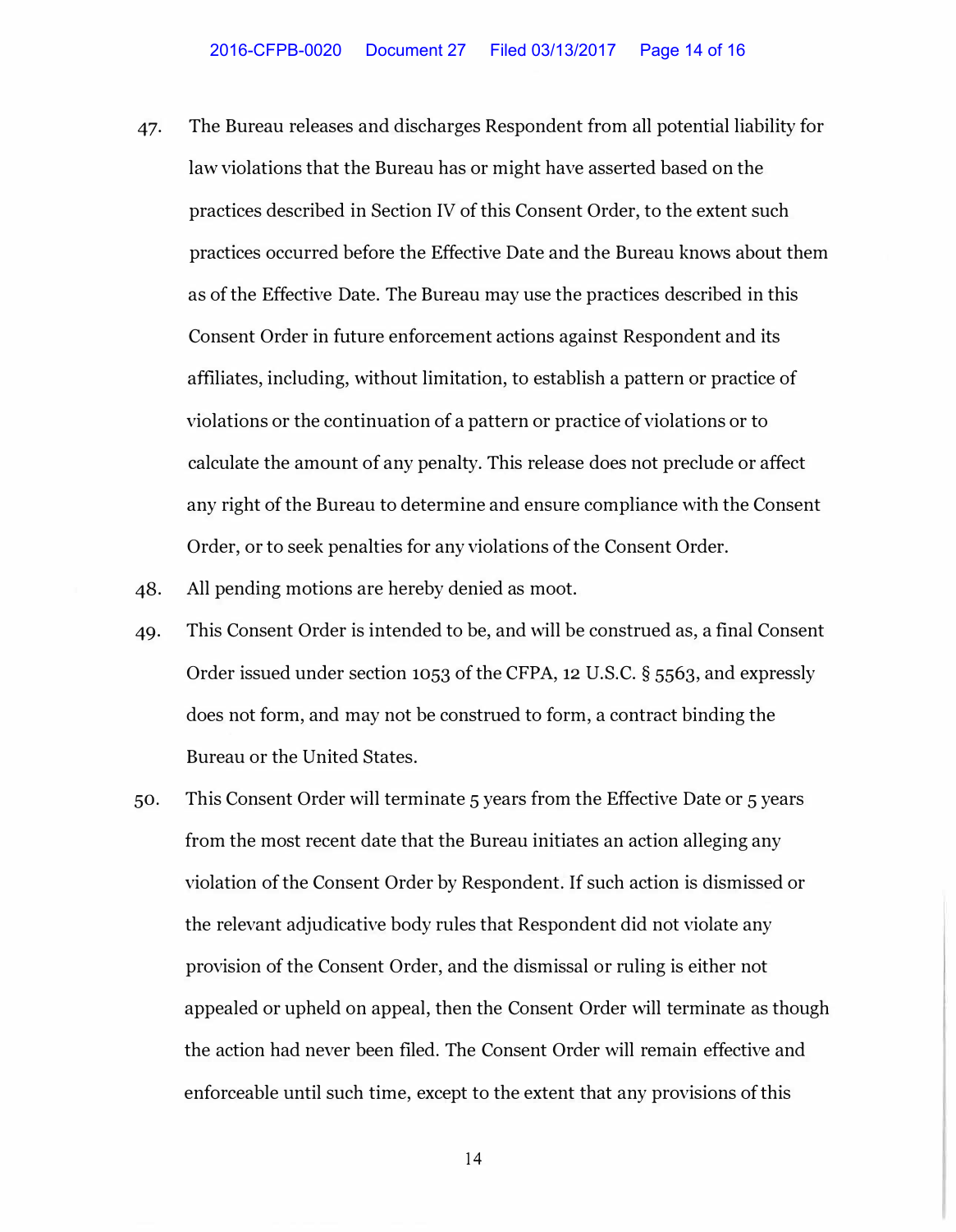47. The Bureau releases and discharges Respondent from all potential liability for law violations that the Bureau has or might have asserted based on the practices described in Section IV of this Consent Order, to the extent such practices occurred before the Effective Date and the Bureau knows about them as of the Effective Date. The Bureau may use the practices described in this Consent Order in future enforcement actions against Respondent and its affiliates, including, without limitation, to establish a pattern or practice of violations or the continuation of a pattern or practice of violations or to calculate the amount of any penalty. This release does not preclude or affect any right of the Bureau to determine and ensure compliance with the Consent Order, or to seek penalties for any violations of the Consent Order.

48. All pending motions are hereby denied as moot.

49. This Consent Order is intended to be, and will be construed as, a final Consent Order issued under section 1053 of the CFPA, 12 U.S.C. § 5563, and expressly does not form, and may not be construed to form, a contract binding the Bureau or the United States.

50. This Consent Order will terminate 5 years from the Effective Date or 5 years from the most recent date that the Bureau initiates an action alleging any violation of the Consent Order by Respondent. If such action is dismissed or the relevant adjudicative body rules that Respondent did not violate any provision of the Consent Order, and the dismissal or ruling is either not appealed or upheld on appeal, then the Consent Order will terminate as though the action had never been filed. The Consent Order will remain effective and enforceable until such time, except to the extent that any provisions of this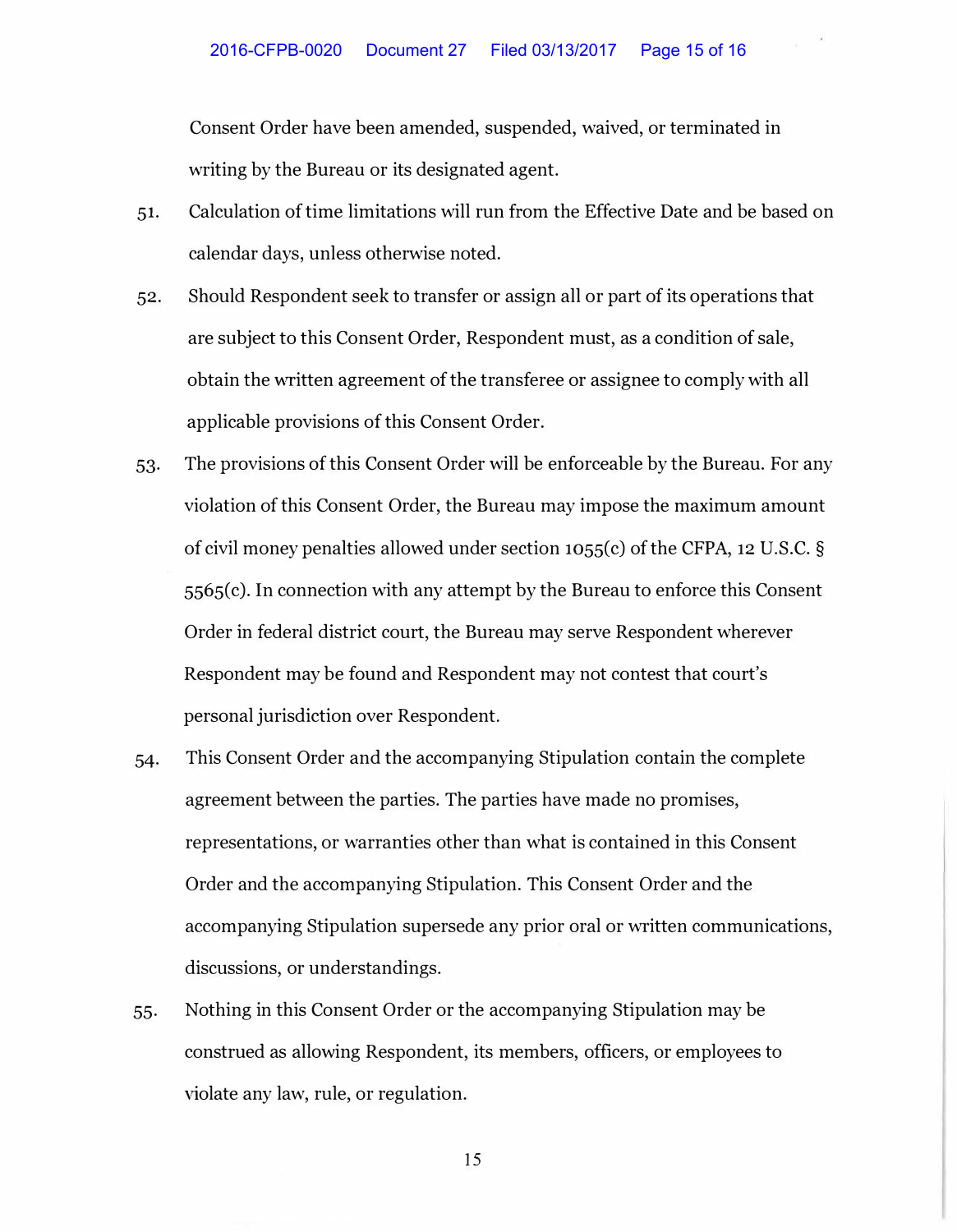Consent Order have been amended, suspended, waived, or terminated in writing by the Bureau or its designated agent.

51. Calculation of time limitations will run from the Effective Date and be based on calendar days, unless otherwise noted.

52. Should Respondent seek to transfer or assign all or part of its operations that are subject to this Consent Order, Respondent must, as a condition of sale, obtain the written agreement of the transferee or assignee to comply with all applicable provisions of this Consent Order.

53. The provisions of this Consent Order will be enforceable by the Bureau. For any violation of this Consent Order, the Bureau may impose the maximum amount of civil money penalties allowed under section 1055(c) of the CFPA, 12 U.S.C. § 5565(c). In connection with any attempt by the Bureau to enforce this Consent Order in federal district court, the Bureau may serve Respondent wherever Respondent may be found and Respondent may not contest that court's personal jurisdiction over Respondent.

54. This Consent Order and the accompanying Stipulation contain the complete agreement between the parties. The parties have made no promises, representations, or warranties other than what is contained in this Consent Order and the accompanying Stipulation. This Consent Order and the accompanying Stipulation supersede any prior oral or written communications, discussions, or understandings.

55. Nothing in this Consent Order or the accompanying Stipulation may be construed as allowing Respondent, its members, officers, or employees to violate any law, rule, or regulation.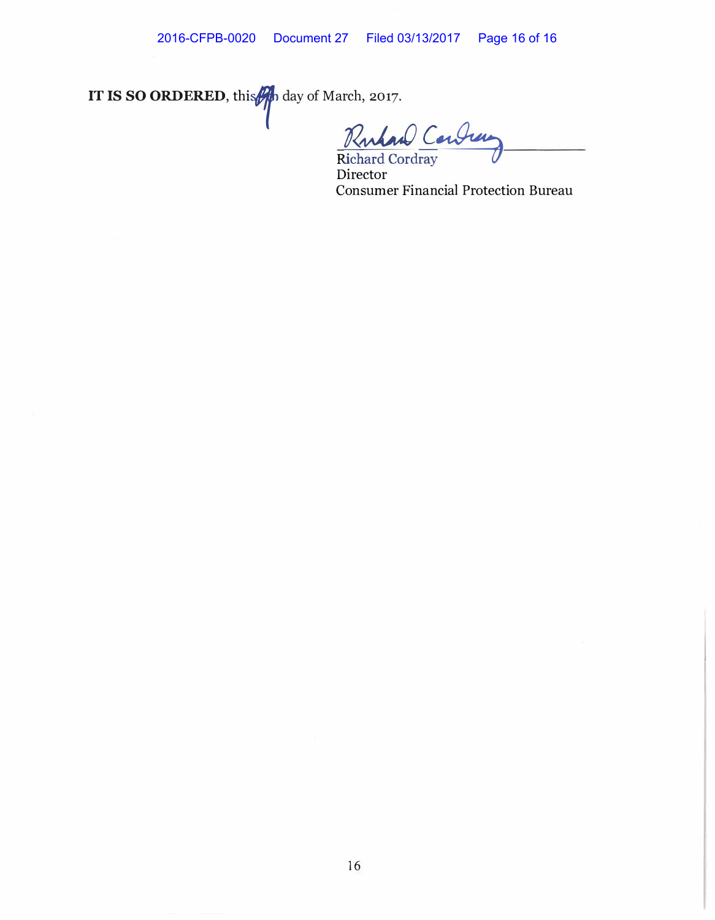**IT IS SO ORDERED**, this 9th day of March, 2017.

Richard Cordray
Director
Consumer Financial Protection Bureau